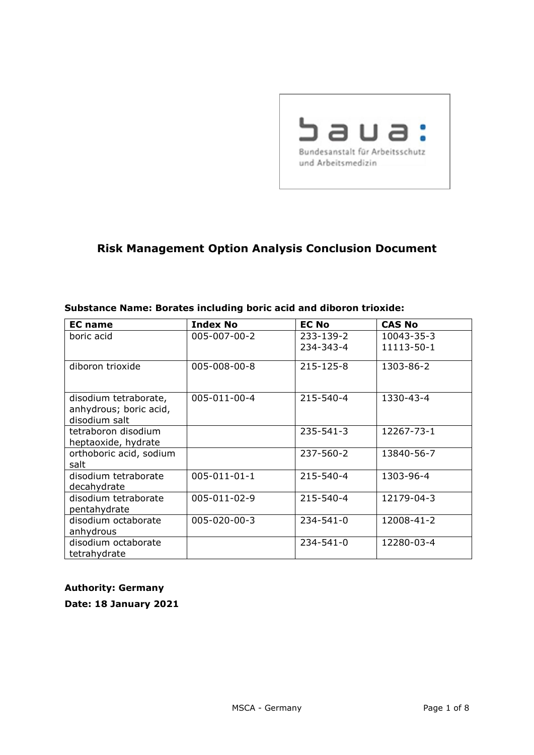# Risk Management Option Analysis Conclusion Document

**Substance Name: Borates including boric acid and diboron trioxide:**

| EC name | Index No | EC No | CAS No |
|---|---|---|---|
| boric acid | 005-007-00-2 | 233-139-2<br>234-343-4 | 10043-35-3<br>11113-50-1 |
| diboron trioxide | 005-008-00-8 | 215-125-8 | 1303-86-2 |
| disodium tetraborate, anhydrous; boric acid, disodium salt | 005-011-00-4 | 215-540-4 | 1330-43-4 |
| tetraboron disodium heptaoxide, hydrate | | 235-541-3 | 12267-73-1 |
| orthoboric acid, sodium salt | | 237-560-2 | 13840-56-7 |
| disodium tetraborate decahydrate | 005-011-01-1 | 215-540-4 | 1303-96-4 |
| disodium tetraborate pentahydrate | 005-011-02-9 | 215-540-4 | 12179-04-3 |
| disodium octaborate anhydrous | 005-020-00-3 | 234-541-0 | 12008-41-2 |
| disodium octaborate tetrahydrate | | 234-541-0 | 12280-03-4 |

**Authority: Germany**

**Date: 18 January 2021**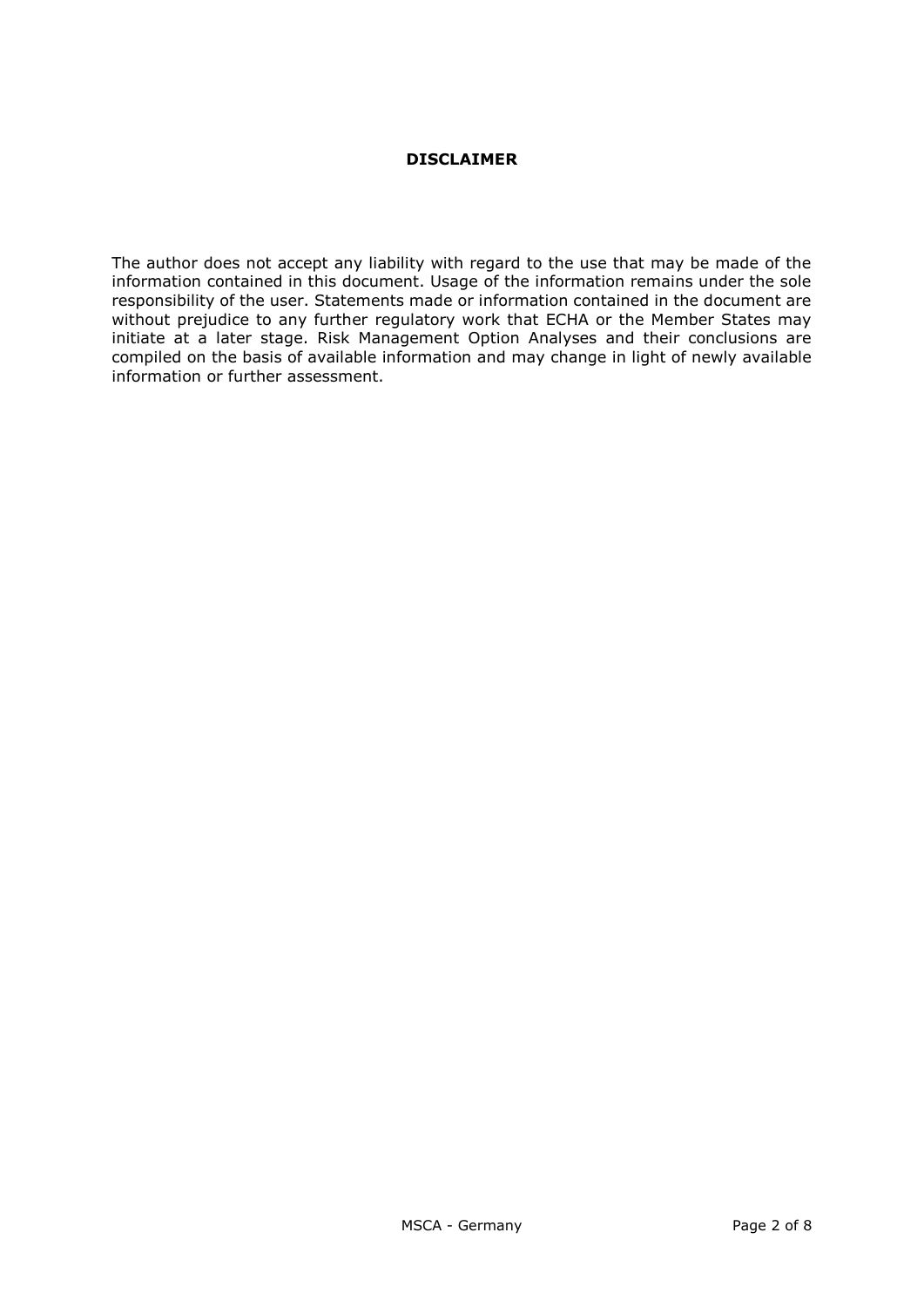**DISCLAIMER**

The author does not accept any liability with regard to the use that may be made of the information contained in this document. Usage of the information remains under the sole responsibility of the user. Statements made or information contained in the document are without prejudice to any further regulatory work that ECHA or the Member States may initiate at a later stage. Risk Management Option Analyses and their conclusions are compiled on the basis of available information and may change in light of newly available information or further assessment.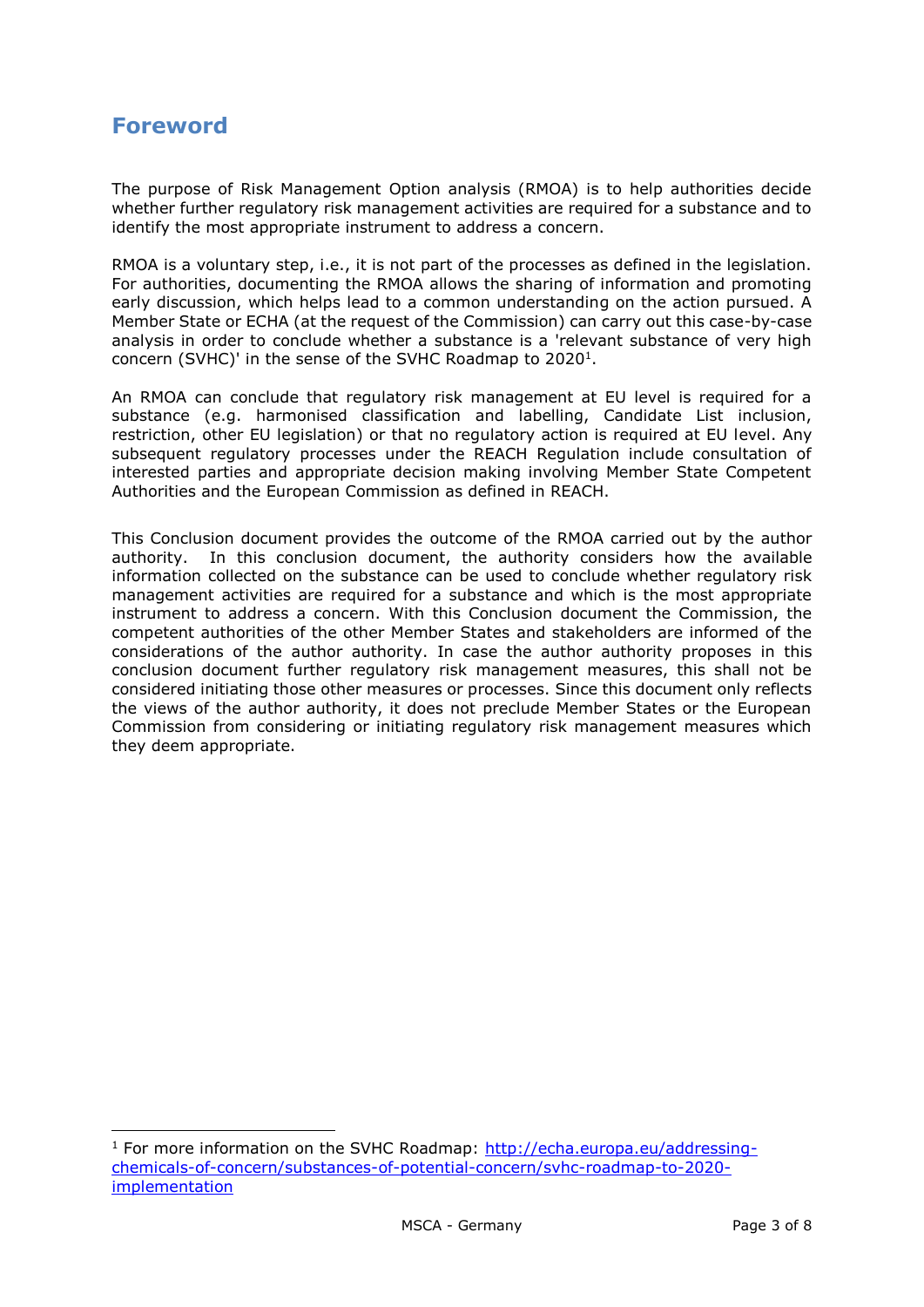## Foreword

The purpose of Risk Management Option analysis (RMOA) is to help authorities decide whether further regulatory risk management activities are required for a substance and to identify the most appropriate instrument to address a concern.

RMOA is a voluntary step, i.e., it is not part of the processes as defined in the legislation. For authorities, documenting the RMOA allows the sharing of information and promoting early discussion, which helps lead to a common understanding on the action pursued. A Member State or ECHA (at the request of the Commission) can carry out this case-by-case analysis in order to conclude whether a substance is a 'relevant substance of very high concern (SVHC)' in the sense of the SVHC Roadmap to 2020[1].

An RMOA can conclude that regulatory risk management at EU level is required for a substance (e.g. harmonised classification and labelling, Candidate List inclusion, restriction, other EU legislation) or that no regulatory action is required at EU level. Any subsequent regulatory processes under the REACH Regulation include consultation of interested parties and appropriate decision making involving Member State Competent Authorities and the European Commission as defined in REACH.

This Conclusion document provides the outcome of the RMOA carried out by the author authority. In this conclusion document, the authority considers how the available information collected on the substance can be used to conclude whether regulatory risk management activities are required for a substance and which is the most appropriate instrument to address a concern. With this Conclusion document the Commission, the competent authorities of the other Member States and stakeholders are informed of the considerations of the author authority. In case the author authority proposes in this conclusion document further regulatory risk management measures, this shall not be considered initiating those other measures or processes. Since this document only reflects the views of the author authority, it does not preclude Member States or the European Commission from considering or initiating regulatory risk management measures which they deem appropriate.

---

[1] For more information on the SVHC Roadmap: http://echa.europa.eu/addressing-chemicals-of-concern/substances-of-potential-concern/svhc-roadmap-to-2020-implementation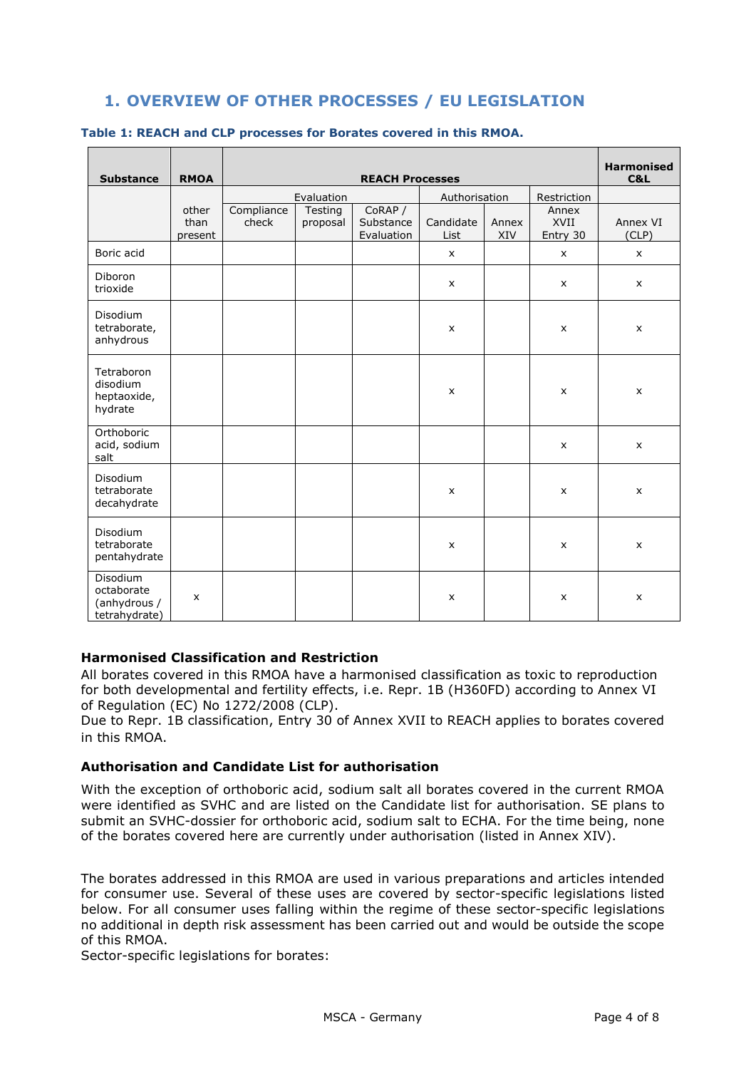# 1. OVERVIEW OF OTHER PROCESSES / EU LEGISLATION

**Table 1: REACH and CLP processes for Borates covered in this RMOA.**

| Substance | RMOA | REACH Processes | | | | | | Harmonised C&L |
|---|---|---|---|---|---|---|---|---|
| | | Evaluation | | | Authorisation | | Restriction | |
| | other than present | Compliance check | Testing proposal | CoRAP / Substance Evaluation | Candidate List | Annex XIV | Annex XVII Entry 30 | Annex VI (CLP) |
| Boric acid | | | | | x | | x | x |
| Diboron trioxide | | | | | x | | x | x |
| Disodium tetraborate, anhydrous | | | | | x | | x | x |
| Tetraboron disodium heptaoxide, hydrate | | | | | x | | x | x |
| Orthoboric acid, sodium salt | | | | | | | x | x |
| Disodium tetraborate decahydrate | | | | | x | | x | x |
| Disodium tetraborate pentahydrate | | | | | x | | x | x |
| Disodium octaborate (anhydrous / tetrahydrate) | x | | | | x | | x | x |

### Harmonised Classification and Restriction

All borates covered in this RMOA have a harmonised classification as toxic to reproduction for both developmental and fertility effects, i.e. Repr. 1B (H360FD) according to Annex VI of Regulation (EC) No 1272/2008 (CLP).
Due to Repr. 1B classification, Entry 30 of Annex XVII to REACH applies to borates covered in this RMOA.

### Authorisation and Candidate List for authorisation

With the exception of orthoboric acid, sodium salt all borates covered in the current RMOA were identified as SVHC and are listed on the Candidate list for authorisation. SE plans to submit an SVHC-dossier for orthoboric acid, sodium salt to ECHA. For the time being, none of the borates covered here are currently under authorisation (listed in Annex XIV).

The borates addressed in this RMOA are used in various preparations and articles intended for consumer use. Several of these uses are covered by sector-specific legislations listed below. For all consumer uses falling within the regime of these sector-specific legislations no additional in depth risk assessment has been carried out and would be outside the scope of this RMOA.
Sector-specific legislations for borates: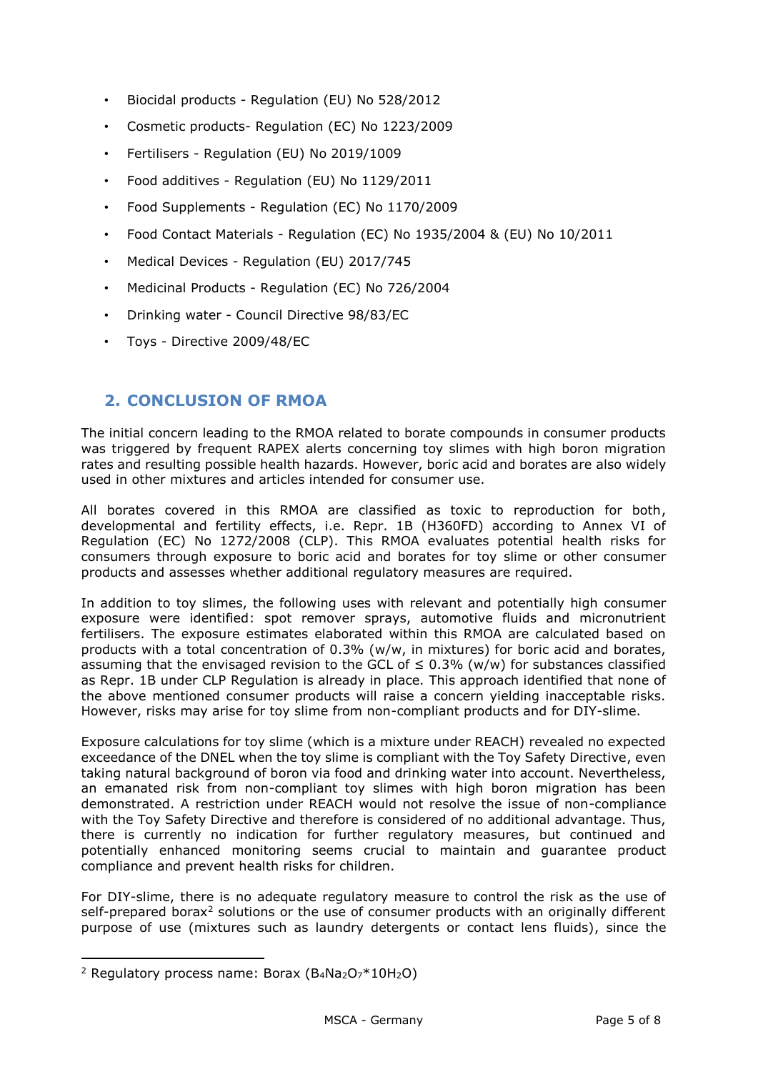- Biocidal products - Regulation (EU) No 528/2012
- Cosmetic products- Regulation (EC) No 1223/2009
- Fertilisers - Regulation (EU) No 2019/1009
- Food additives - Regulation (EU) No 1129/2011
- Food Supplements - Regulation (EC) No 1170/2009
- Food Contact Materials - Regulation (EC) No 1935/2004 & (EU) No 10/2011
- Medical Devices - Regulation (EU) 2017/745
- Medicinal Products - Regulation (EC) No 726/2004
- Drinking water - Council Directive 98/83/EC
- Toys - Directive 2009/48/EC

## 2. CONCLUSION OF RMOA

The initial concern leading to the RMOA related to borate compounds in consumer products was triggered by frequent RAPEX alerts concerning toy slimes with high boron migration rates and resulting possible health hazards. However, boric acid and borates are also widely used in other mixtures and articles intended for consumer use.

All borates covered in this RMOA are classified as toxic to reproduction for both, developmental and fertility effects, i.e. Repr. 1B (H360FD) according to Annex VI of Regulation (EC) No 1272/2008 (CLP). This RMOA evaluates potential health risks for consumers through exposure to boric acid and borates for toy slime or other consumer products and assesses whether additional regulatory measures are required.

In addition to toy slimes, the following uses with relevant and potentially high consumer exposure were identified: spot remover sprays, automotive fluids and micronutrient fertilisers. The exposure estimates elaborated within this RMOA are calculated based on products with a total concentration of 0.3% (w/w, in mixtures) for boric acid and borates, assuming that the envisaged revision to the GCL of ≤ 0.3% (w/w) for substances classified as Repr. 1B under CLP Regulation is already in place. This approach identified that none of the above mentioned consumer products will raise a concern yielding inacceptable risks. However, risks may arise for toy slime from non-compliant products and for DIY-slime.

Exposure calculations for toy slime (which is a mixture under REACH) revealed no expected exceedance of the DNEL when the toy slime is compliant with the Toy Safety Directive, even taking natural background of boron via food and drinking water into account. Nevertheless, an emanated risk from non-compliant toy slimes with high boron migration has been demonstrated. A restriction under REACH would not resolve the issue of non-compliance with the Toy Safety Directive and therefore is considered of no additional advantage. Thus, there is currently no indication for further regulatory measures, but continued and potentially enhanced monitoring seems crucial to maintain and guarantee product compliance and prevent health risks for children.

For DIY-slime, there is no adequate regulatory measure to control the risk as the use of self-prepared borax[2] solutions or the use of consumer products with an originally different purpose of use (mixtures such as laundry detergents or contact lens fluids), since the

[2] Regulatory process name: Borax ($B_4Na_2O_7*10H_2O$)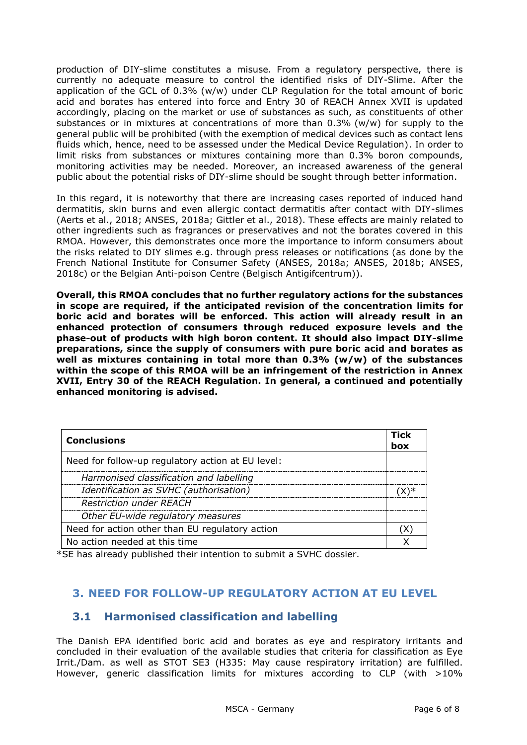production of DIY-slime constitutes a misuse. From a regulatory perspective, there is currently no adequate measure to control the identified risks of DIY-Slime. After the application of the GCL of 0.3% (w/w) under CLP Regulation for the total amount of boric acid and borates has entered into force and Entry 30 of REACH Annex XVII is updated accordingly, placing on the market or use of substances as such, as constituents of other substances or in mixtures at concentrations of more than 0.3% (w/w) for supply to the general public will be prohibited (with the exemption of medical devices such as contact lens fluids which, hence, need to be assessed under the Medical Device Regulation). In order to limit risks from substances or mixtures containing more than 0.3% boron compounds, monitoring activities may be needed. Moreover, an increased awareness of the general public about the potential risks of DIY-slime should be sought through better information.

In this regard, it is noteworthy that there are increasing cases reported of induced hand dermatitis, skin burns and even allergic contact dermatitis after contact with DIY-slimes (Aerts et al., 2018; ANSES, 2018a; Gittler et al., 2018). These effects are mainly related to other ingredients such as fragrances or preservatives and not the borates covered in this RMOA. However, this demonstrates once more the importance to inform consumers about the risks related to DIY slimes e.g. through press releases or notifications (as done by the French National Institute for Consumer Safety (ANSES, 2018a; ANSES, 2018b; ANSES, 2018c) or the Belgian Anti-poison Centre (Belgisch Antigifcentrum)).

**Overall, this RMOA concludes that no further regulatory actions for the substances in scope are required, if the anticipated revision of the concentration limits for boric acid and borates will be enforced. This action will already result in an enhanced protection of consumers through reduced exposure levels and the phase-out of products with high boron content. It should also impact DIY-slime preparations, since the supply of consumers with pure boric acid and borates as well as mixtures containing in total more than 0.3% (w/w) of the substances within the scope of this RMOA will be an infringement of the restriction in Annex XVII, Entry 30 of the REACH Regulation. In general, a continued and potentially enhanced monitoring is advised.**

| **Conclusions** | **Tick box** |
|---|---|
| Need for follow-up regulatory action at EU level: | |
| *Harmonised classification and labelling* | |
| *Identification as SVHC (authorisation)* | (X)* |
| *Restriction under REACH* | |
| *Other EU-wide regulatory measures* | |
| Need for action other than EU regulatory action | (X) |
| No action needed at this time | X |

*SE has already published their intention to submit a SVHC dossier.

## 3. NEED FOR FOLLOW-UP REGULATORY ACTION AT EU LEVEL

### 3.1 Harmonised classification and labelling

The Danish EPA identified boric acid and borates as eye and respiratory irritants and concluded in their evaluation of the available studies that criteria for classification as Eye Irrit./Dam. as well as STOT SE3 (H335: May cause respiratory irritation) are fulfilled. However, generic classification limits for mixtures according to CLP (with >10%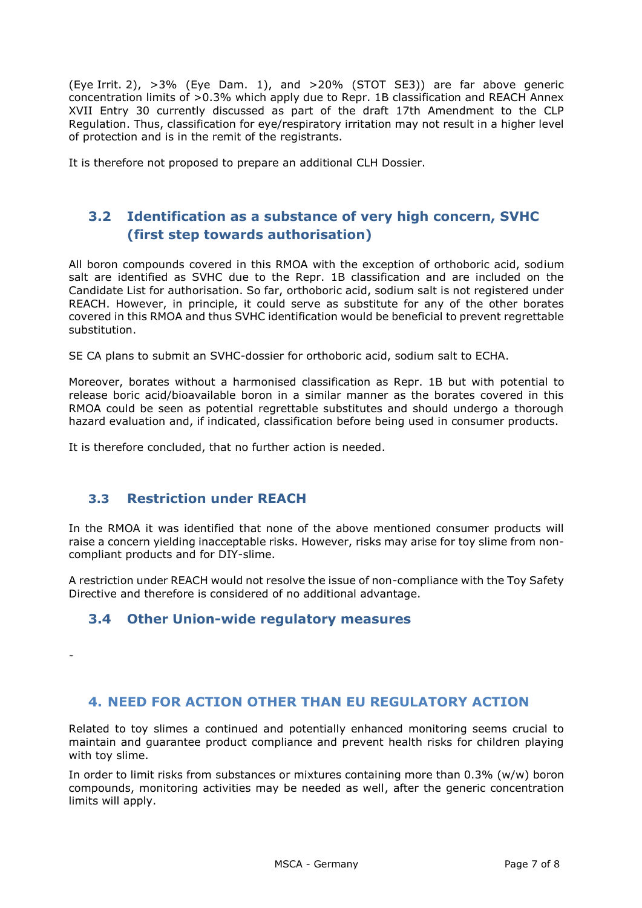(Eye Irrit. 2), >3% (Eye Dam. 1), and >20% (STOT SE3)) are far above generic concentration limits of >0.3% which apply due to Repr. 1B classification and REACH Annex XVII Entry 30 currently discussed as part of the draft 17th Amendment to the CLP Regulation. Thus, classification for eye/respiratory irritation may not result in a higher level of protection and is in the remit of the registrants.

It is therefore not proposed to prepare an additional CLH Dossier.

## 3.2 Identification as a substance of very high concern, SVHC (first step towards authorisation)

All boron compounds covered in this RMOA with the exception of orthoboric acid, sodium salt are identified as SVHC due to the Repr. 1B classification and are included on the Candidate List for authorisation. So far, orthoboric acid, sodium salt is not registered under REACH. However, in principle, it could serve as substitute for any of the other borates covered in this RMOA and thus SVHC identification would be beneficial to prevent regrettable substitution.

SE CA plans to submit an SVHC-dossier for orthoboric acid, sodium salt to ECHA.

Moreover, borates without a harmonised classification as Repr. 1B but with potential to release boric acid/bioavailable boron in a similar manner as the borates covered in this RMOA could be seen as potential regrettable substitutes and should undergo a thorough hazard evaluation and, if indicated, classification before being used in consumer products.

It is therefore concluded, that no further action is needed.

## 3.3 Restriction under REACH

In the RMOA it was identified that none of the above mentioned consumer products will raise a concern yielding inacceptable risks. However, risks may arise for toy slime from non-compliant products and for DIY-slime.

A restriction under REACH would not resolve the issue of non-compliance with the Toy Safety Directive and therefore is considered of no additional advantage.

## 3.4 Other Union-wide regulatory measures

-

# 4. NEED FOR ACTION OTHER THAN EU REGULATORY ACTION

Related to toy slimes a continued and potentially enhanced monitoring seems crucial to maintain and guarantee product compliance and prevent health risks for children playing with toy slime.

In order to limit risks from substances or mixtures containing more than 0.3% (w/w) boron compounds, monitoring activities may be needed as well, after the generic concentration limits will apply.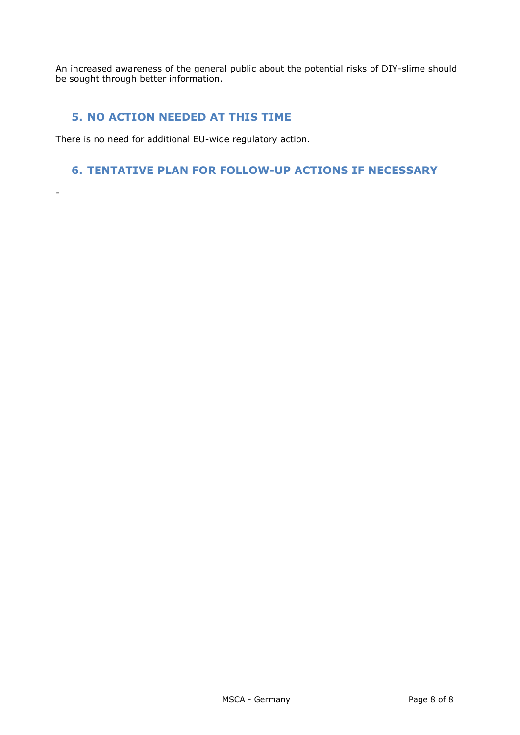An increased awareness of the general public about the potential risks of DIY-slime should be sought through better information.

## 5. NO ACTION NEEDED AT THIS TIME

There is no need for additional EU-wide regulatory action.

## 6. TENTATIVE PLAN FOR FOLLOW-UP ACTIONS IF NECESSARY

-